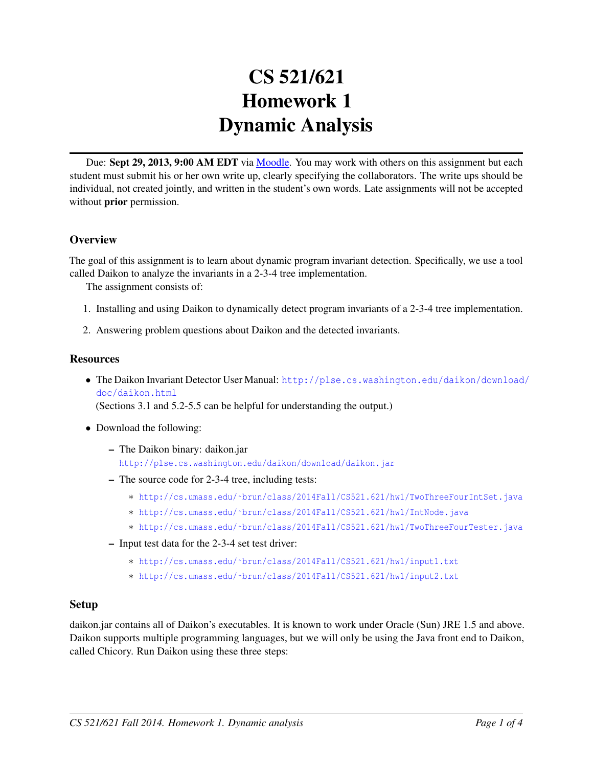# CS 521/621
# Homework 1
# Dynamic Analysis

Due: **Sept 29, 2013, 9:00 AM EDT** via Moodle. You may work with others on this assignment but each student must submit his or her own write up, clearly specifying the collaborators. The write ups should be individual, not created jointly, and written in the student's own words. Late assignments will not be accepted without **prior** permission.

### Overview

The goal of this assignment is to learn about dynamic program invariant detection. Specifically, we use a tool called Daikon to analyze the invariants in a 2-3-4 tree implementation.

The assignment consists of:

1. Installing and using Daikon to dynamically detect program invariants of a 2-3-4 tree implementation.
2. Answering problem questions about Daikon and the detected invariants.

### Resources

- The Daikon Invariant Detector User Manual: `http://plse.cs.washington.edu/daikon/download/doc/daikon.html`
  (Sections 3.1 and 5.2-5.5 can be helpful for understanding the output.)
- Download the following:
  - The Daikon binary: daikon.jar
    `http://plse.cs.washington.edu/daikon/download/daikon.jar`
  - The source code for 2-3-4 tree, including tests:
    - `http://cs.umass.edu/~brun/class/2014Fall/CS521.621/hw1/TwoThreeFourIntSet.java`
    - `http://cs.umass.edu/~brun/class/2014Fall/CS521.621/hw1/IntNode.java`
    - `http://cs.umass.edu/~brun/class/2014Fall/CS521.621/hw1/TwoThreeFourTester.java`
  - Input test data for the 2-3-4 set test driver:
    - `http://cs.umass.edu/~brun/class/2014Fall/CS521.621/hw1/input1.txt`
    - `http://cs.umass.edu/~brun/class/2014Fall/CS521.621/hw1/input2.txt`

### Setup

daikon.jar contains all of Daikon's executables. It is known to work under Oracle (Sun) JRE 1.5 and above. Daikon supports multiple programming languages, but we will only be using the Java front end to Daikon, called Chicory. Run Daikon using these three steps: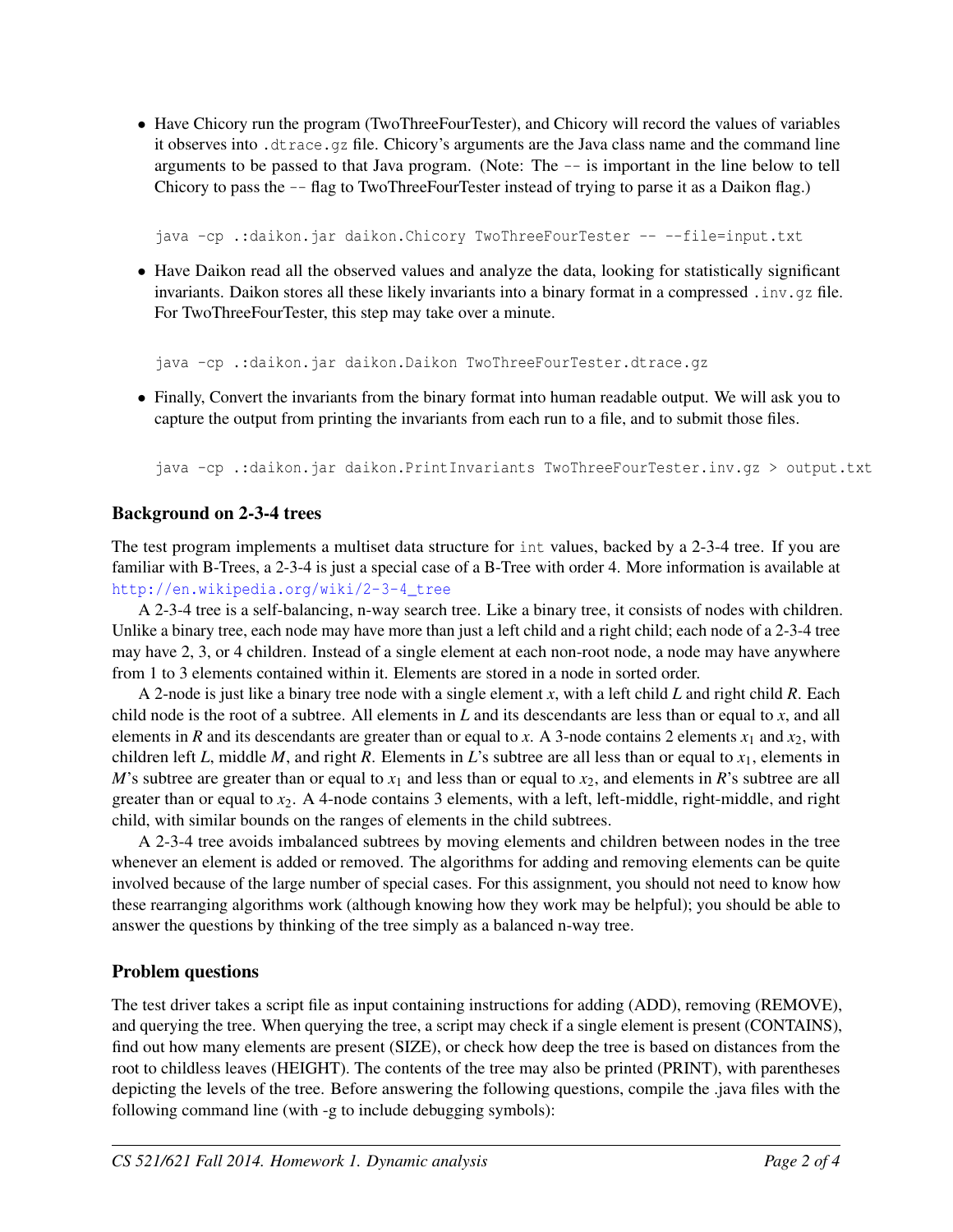- Have Chicory run the program (TwoThreeFourTester), and Chicory will record the values of variables it observes into `.dtrace.gz` file. Chicory's arguments are the Java class name and the command line arguments to be passed to that Java program. (Note: The `--` is important in the line below to tell Chicory to pass the `--` flag to TwoThreeFourTester instead of trying to parse it as a Daikon flag.)

```
java -cp .:daikon.jar daikon.Chicory TwoThreeFourTester -- --file=input.txt
```

- Have Daikon read all the observed values and analyze the data, looking for statistically significant invariants. Daikon stores all these likely invariants into a binary format in a compressed `.inv.gz` file. For TwoThreeFourTester, this step may take over a minute.

```
java -cp .:daikon.jar daikon.Daikon TwoThreeFourTester.dtrace.gz
```

- Finally, Convert the invariants from the binary format into human readable output. We will ask you to capture the output from printing the invariants from each run to a file, and to submit those files.

```
java -cp .:daikon.jar daikon.PrintInvariants TwoThreeFourTester.inv.gz > output.txt
```

## Background on 2-3-4 trees

The test program implements a multiset data structure for `int` values, backed by a 2-3-4 tree. If you are familiar with B-Trees, a 2-3-4 is just a special case of a B-Tree with order 4. More information is available at http://en.wikipedia.org/wiki/2-3-4_tree

A 2-3-4 tree is a self-balancing, n-way search tree. Like a binary tree, it consists of nodes with children. Unlike a binary tree, each node may have more than just a left child and a right child; each node of a 2-3-4 tree may have 2, 3, or 4 children. Instead of a single element at each non-root node, a node may have anywhere from 1 to 3 elements contained within it. Elements are stored in a node in sorted order.

A 2-node is just like a binary tree node with a single element $x$, with a left child $L$ and right child $R$. Each child node is the root of a subtree. All elements in $L$ and its descendants are less than or equal to $x$, and all elements in $R$ and its descendants are greater than or equal to $x$. A 3-node contains 2 elements $x_1$ and $x_2$, with children left $L$, middle $M$, and right $R$. Elements in $L$'s subtree are all less than or equal to $x_1$, elements in $M$'s subtree are greater than or equal to $x_1$ and less than or equal to $x_2$, and elements in $R$'s subtree are all greater than or equal to $x_2$. A 4-node contains 3 elements, with a left, left-middle, right-middle, and right child, with similar bounds on the ranges of elements in the child subtrees.

A 2-3-4 tree avoids imbalanced subtrees by moving elements and children between nodes in the tree whenever an element is added or removed. The algorithms for adding and removing elements can be quite involved because of the large number of special cases. For this assignment, you should not need to know how these rearranging algorithms work (although knowing how they work may be helpful); you should be able to answer the questions by thinking of the tree simply as a balanced n-way tree.

## Problem questions

The test driver takes a script file as input containing instructions for adding (ADD), removing (REMOVE), and querying the tree. When querying the tree, a script may check if a single element is present (CONTAINS), find out how many elements are present (SIZE), or check how deep the tree is based on distances from the root to childless leaves (HEIGHT). The contents of the tree may also be printed (PRINT), with parentheses depicting the levels of the tree. Before answering the following questions, compile the .java files with the following command line (with -g to include debugging symbols):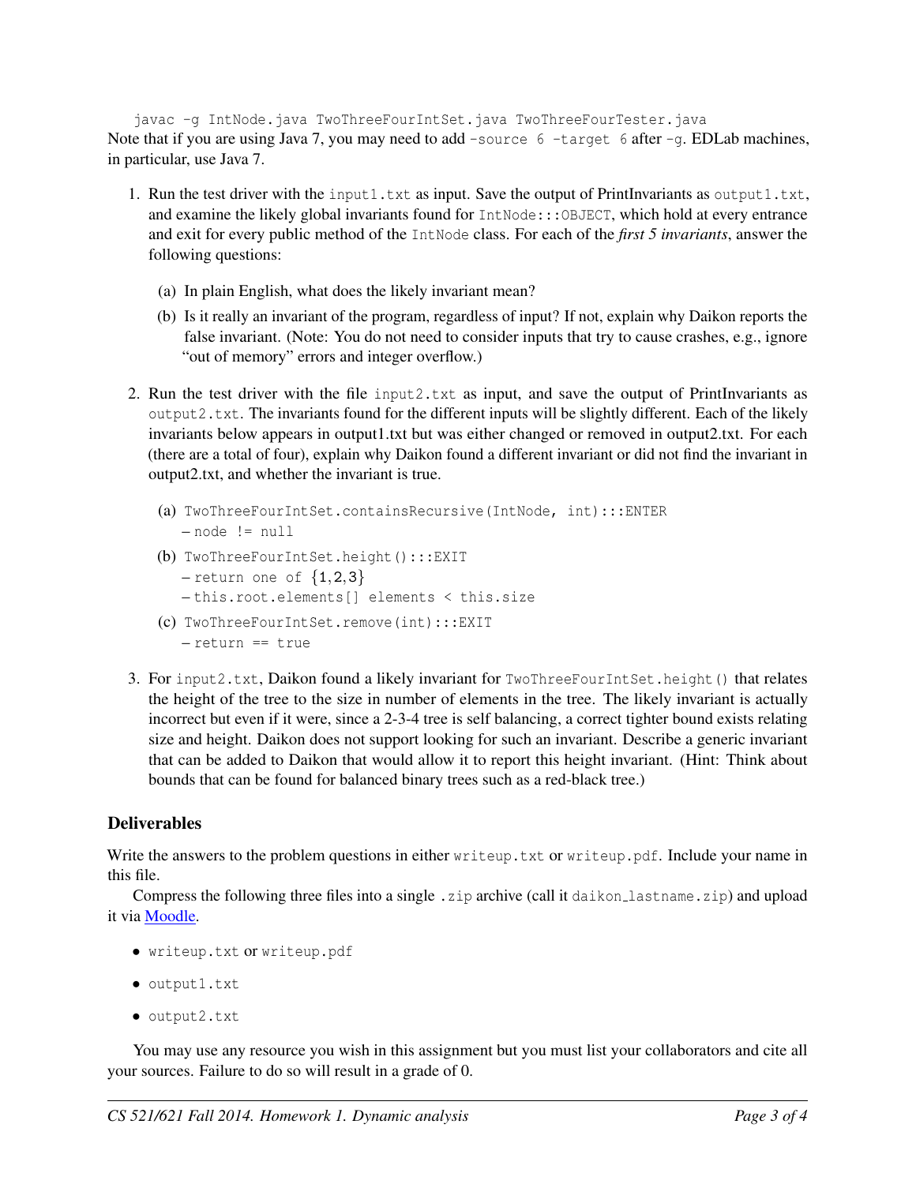```
javac -g IntNode.java TwoThreeFourIntSet.java TwoThreeFourTester.java
```

Note that if you are using Java 7, you may need to add `-source 6 -target 6` after `-g`. EDLab machines, in particular, use Java 7.

1. Run the test driver with the `input1.txt` as input. Save the output of PrintInvariants as `output1.txt`, and examine the likely global invariants found for `IntNode:::OBJECT`, which hold at every entrance and exit for every public method of the `IntNode` class. For each of the *first 5 invariants*, answer the following questions:

   (a) In plain English, what does the likely invariant mean?

   (b) Is it really an invariant of the program, regardless of input? If not, explain why Daikon reports the false invariant. (Note: You do not need to consider inputs that try to cause crashes, e.g., ignore "out of memory" errors and integer overflow.)

2. Run the test driver with the file `input2.txt` as input, and save the output of PrintInvariants as `output2.txt`. The invariants found for the different inputs will be slightly different. Each of the likely invariants below appears in output1.txt but was either changed or removed in output2.txt. For each (there are a total of four), explain why Daikon found a different invariant or did not find the invariant in output2.txt, and whether the invariant is true.

   (a) `TwoThreeFourIntSet.containsRecursive(IntNode, int):::ENTER`
   – `node != null`

   (b) `TwoThreeFourIntSet.height():::EXIT`
   – `return one of {1,2,3}`
   – `this.root.elements[] elements < this.size`

   (c) `TwoThreeFourIntSet.remove(int):::EXIT`
   – `return == true`

3. For `input2.txt`, Daikon found a likely invariant for `TwoThreeFourIntSet.height()` that relates the height of the tree to the size in number of elements in the tree. The likely invariant is actually incorrect but even if it were, since a 2-3-4 tree is self balancing, a correct tighter bound exists relating size and height. Daikon does not support looking for such an invariant. Describe a generic invariant that can be added to Daikon that would allow it to report this height invariant. (Hint: Think about bounds that can be found for balanced binary trees such as a red-black tree.)

## Deliverables

Write the answers to the problem questions in either `writeup.txt` or `writeup.pdf`. Include your name in this file.

Compress the following three files into a single `.zip` archive (call it `daikon_lastname.zip`) and upload it via Moodle.

- `writeup.txt` or `writeup.pdf`
- `output1.txt`
- `output2.txt`

You may use any resource you wish in this assignment but you must list your collaborators and cite all your sources. Failure to do so will result in a grade of 0.

*CS 521/621 Fall 2014. Homework 1. Dynamic analysis*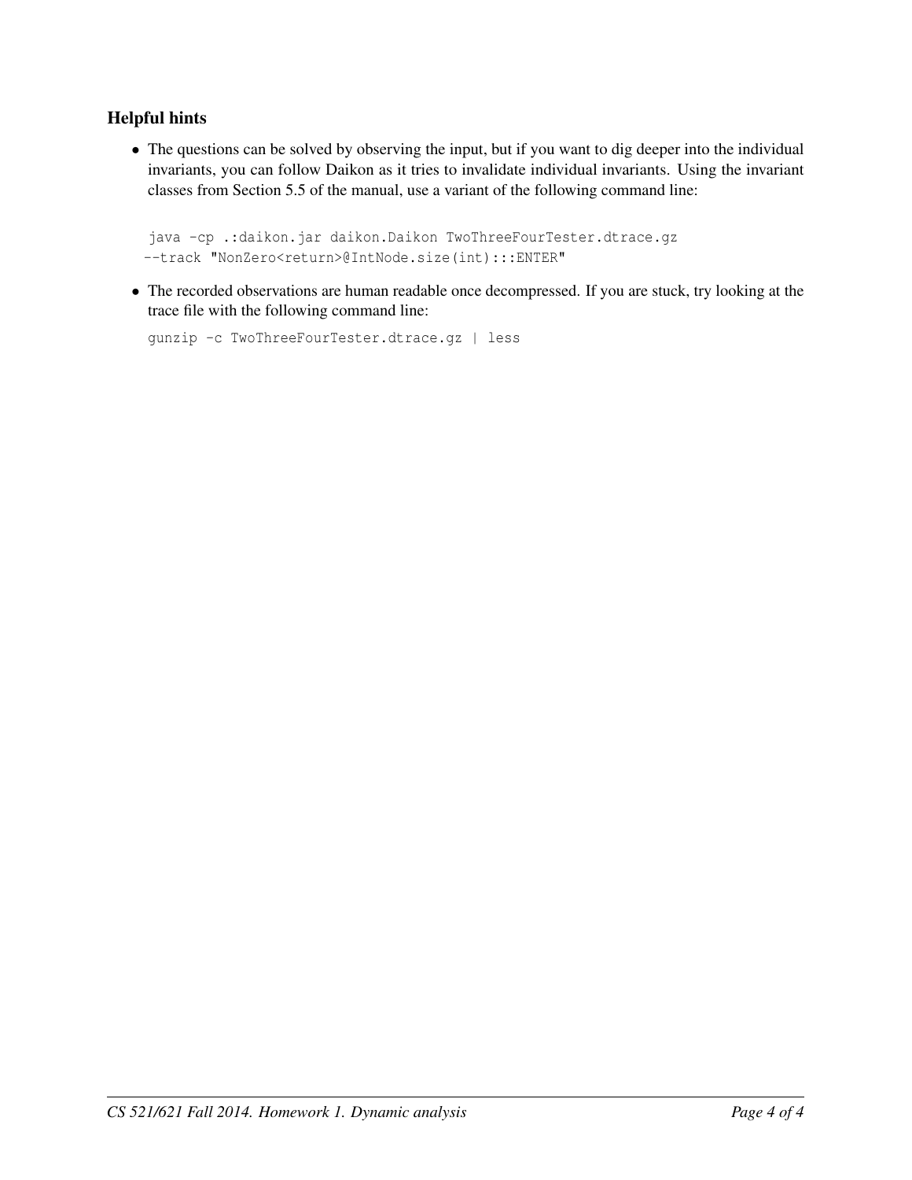### Helpful hints

- The questions can be solved by observing the input, but if you want to dig deeper into the individual invariants, you can follow Daikon as it tries to invalidate individual invariants. Using the invariant classes from Section 5.5 of the manual, use a variant of the following command line:

```
java -cp .:daikon.jar daikon.Daikon TwoThreeFourTester.dtrace.gz
--track "NonZero<return>@IntNode.size(int):::ENTER"
```

- The recorded observations are human readable once decompressed. If you are stuck, try looking at the trace file with the following command line:

```
gunzip -c TwoThreeFourTester.dtrace.gz | less
```